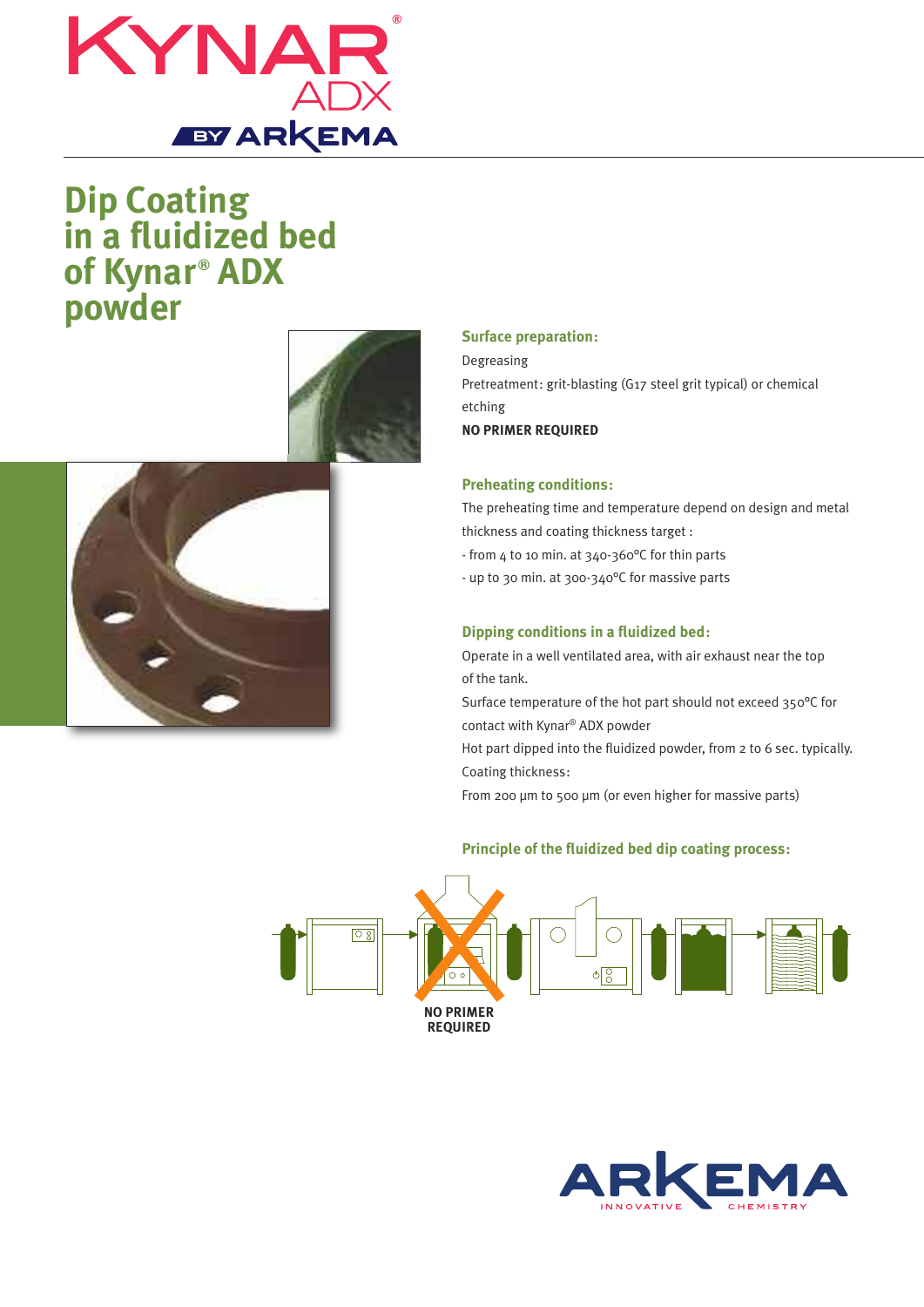# Dip Coating in a fluidized bed of Kynar® ADX powder

### Surface preparation:

Degreasing

Pretreatment: grit-blasting (G17 steel grit typical) or chemical etching

**NO PRIMER REQUIRED**

### Preheating conditions:

The preheating time and temperature depend on design and metal thickness and coating thickness target :

- from 4 to 10 min. at 340-360°C for thin parts
- up to 30 min. at 300-340°C for massive parts

### Dipping conditions in a fluidized bed:

Operate in a well ventilated area, with air exhaust near the top of the tank.

Surface temperature of the hot part should not exceed 350°C for contact with Kynar® ADX powder

Hot part dipped into the fluidized powder, from 2 to 6 sec. typically.

Coating thickness:

From 200 µm to 500 µm (or even higher for massive parts)

### Principle of the fluidized bed dip coating process:

**NO PRIMER REQUIRED**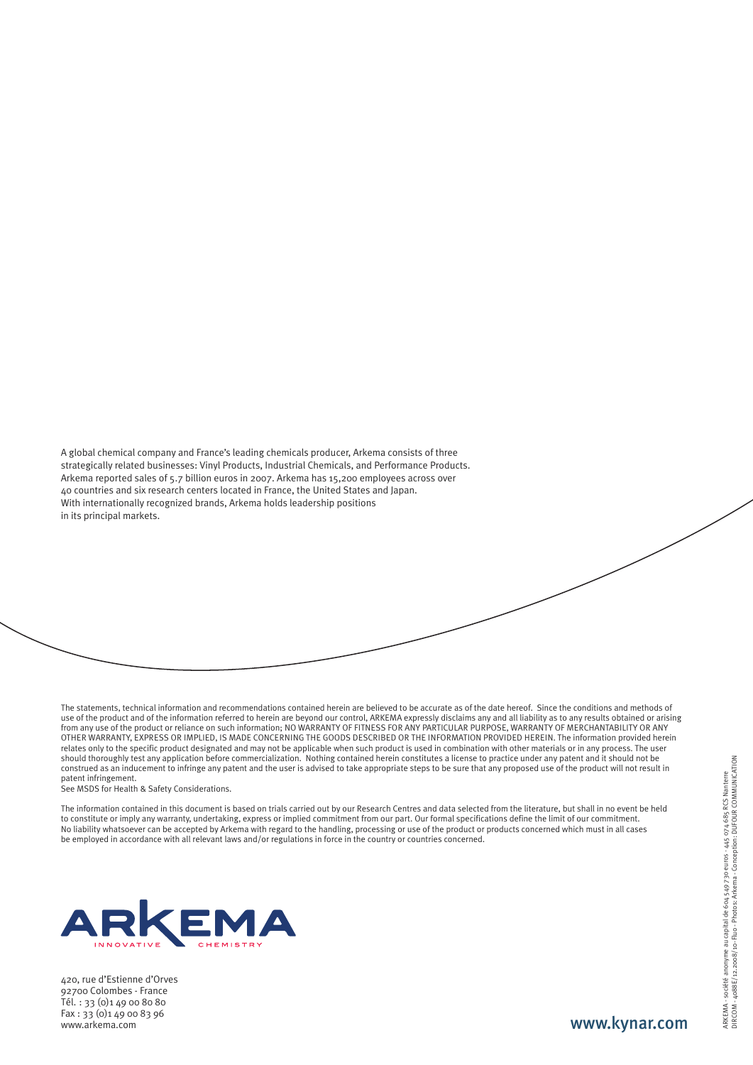A global chemical company and France's leading chemicals producer, Arkema consists of three strategically related businesses: Vinyl Products, Industrial Chemicals, and Performance Products. Arkema reported sales of 5.7 billion euros in 2007. Arkema has 15,200 employees across over 40 countries and six research centers located in France, the United States and Japan. With internationally recognized brands, Arkema holds leadership positions in its principal markets.

The statements, technical information and recommendations contained herein are believed to be accurate as of the date hereof. Since the conditions and methods of use of the product and of the information referred to herein are beyond our control, ARKEMA expressly disclaims any and all liability as to any results obtained or arising from any use of the product or reliance on such information; NO WARRANTY OF FITNESS FOR ANY PARTICULAR PURPOSE, WARRANTY OF MERCHANTABILITY OR ANY OTHER WARRANTY, EXPRESS OR IMPLIED, IS MADE CONCERNING THE GOODS DESCRIBED OR THE INFORMATION PROVIDED HEREIN. The information provided herein relates only to the specific product designated and may not be applicable when such product is used in combination with other materials or in any process. The user should thoroughly test any application before commercialization. Nothing contained herein constitutes a license to practice under any patent and it should not be construed as an inducement to infringe any patent and the user is advised to take appropriate steps to be sure that any proposed use of the product will not result in patent infringement.
See MSDS for Health & Safety Considerations.

The information contained in this document is based on trials carried out by our Research Centres and data selected from the literature, but shall in no event be held to constitute or imply any warranty, undertaking, express or implied commitment from our part. Our formal specifications define the limit of our commitment. No liability whatsoever can be accepted by Arkema with regard to the handling, processing or use of the product or products concerned which must in all cases be employed in accordance with all relevant laws and/or regulations in force in the country or countries concerned.

ARKEMA
INNOVATIVE CHEMISTRY

420, rue d'Estienne d'Orves
92700 Colombes - France
Tél. : 33 (0)1 49 00 80 80
Fax : 33 (0)1 49 00 83 96
www.arkema.com

www.kynar.com

ARKEMA - société anonyme au capital de 604 549 730 euros - 445 074 685 RCS Nanterre
DIRCOM - 4088E/ 12.2008/ 10-Fluo - Photos: Arkema - Conception: DUFOUR COMMUNICATION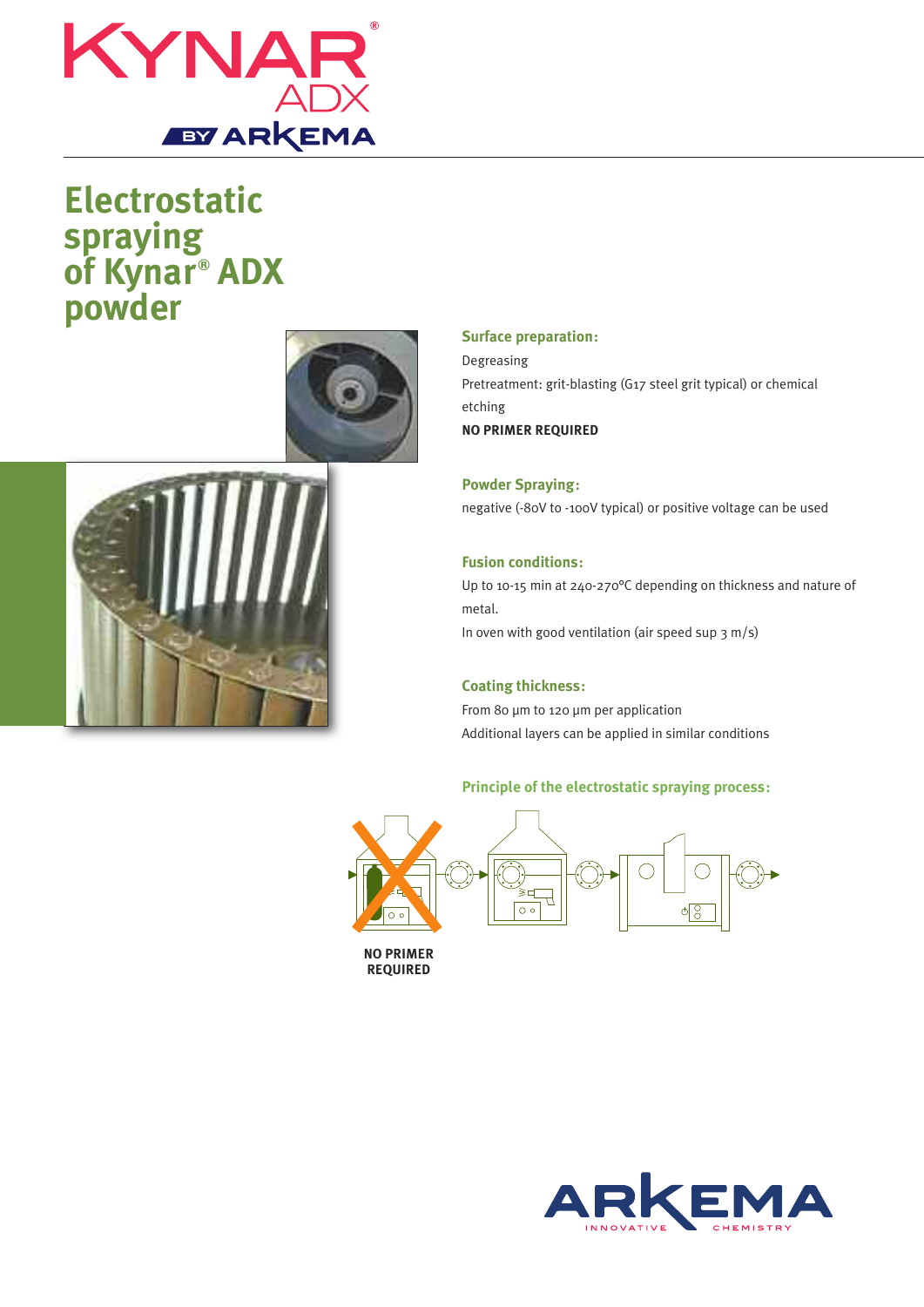# Electrostatic spraying of Kynar® ADX powder

### Surface preparation:

Degreasing

Pretreatment: grit-blasting (G17 steel grit typical) or chemical etching

**NO PRIMER REQUIRED**

### Powder Spraying:

negative (-80V to -100V typical) or positive voltage can be used

### Fusion conditions:

Up to 10-15 min at 240-270°C depending on thickness and nature of metal.

In oven with good ventilation (air speed sup 3 m/s)

### Coating thickness:

From 80 µm to 120 µm per application

Additional layers can be applied in similar conditions

### Principle of the electrostatic spraying process:

**NO PRIMER REQUIRED**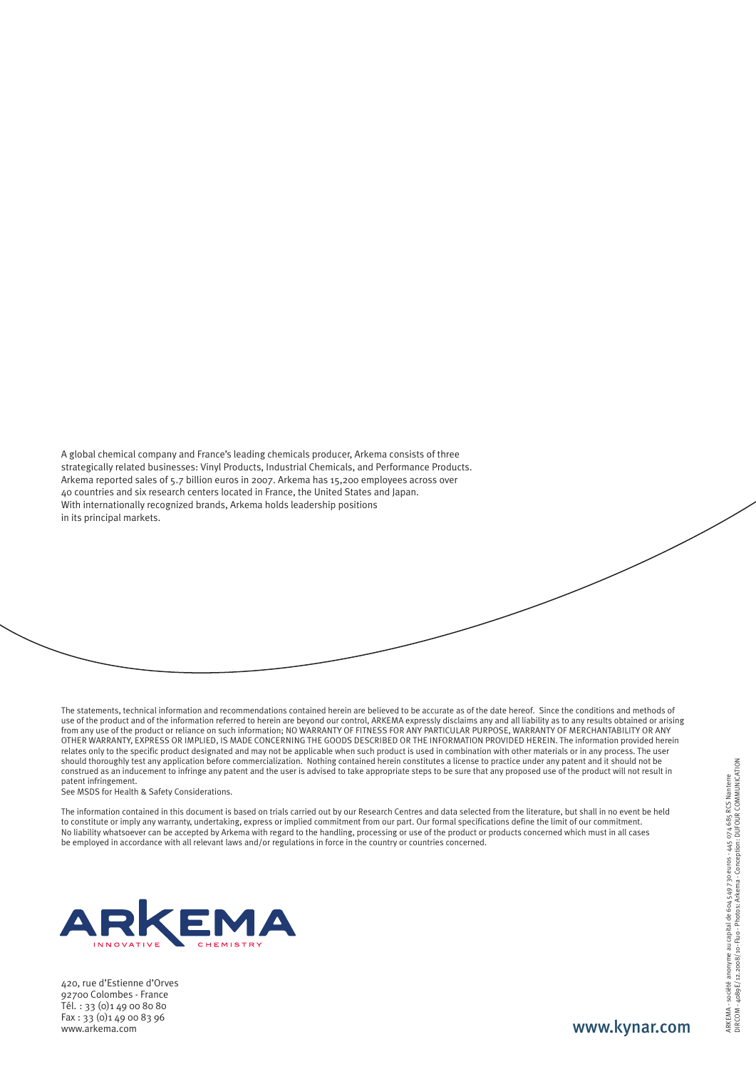A global chemical company and France's leading chemicals producer, Arkema consists of three strategically related businesses: Vinyl Products, Industrial Chemicals, and Performance Products. Arkema reported sales of 5.7 billion euros in 2007. Arkema has 15,200 employees across over 40 countries and six research centers located in France, the United States and Japan. With internationally recognized brands, Arkema holds leadership positions in its principal markets.

The statements, technical information and recommendations contained herein are believed to be accurate as of the date hereof. Since the conditions and methods of use of the product and of the information referred to herein are beyond our control, ARKEMA expressly disclaims any and all liability as to any results obtained or arising from any use of the product or reliance on such information; NO WARRANTY OF FITNESS FOR ANY PARTICULAR PURPOSE, WARRANTY OF MERCHANTABILITY OR ANY OTHER WARRANTY, EXPRESS OR IMPLIED, IS MADE CONCERNING THE GOODS DESCRIBED OR THE INFORMATION PROVIDED HEREIN. The information provided herein relates only to the specific product designated and may not be applicable when such product is used in combination with other materials or in any process. The user should thoroughly test any application before commercialization. Nothing contained herein constitutes a license to practice under any patent and it should not be construed as an inducement to infringe any patent and the user is advised to take appropriate steps to be sure that any proposed use of the product will not result in patent infringement.
See MSDS for Health & Safety Considerations.

The information contained in this document is based on trials carried out by our Research Centres and data selected from the literature, but shall in no event be held to constitute or imply any warranty, undertaking, express or implied commitment from our part. Our formal specifications define the limit of our commitment. No liability whatsoever can be accepted by Arkema with regard to the handling, processing or use of the product or products concerned which must in all cases be employed in accordance with all relevant laws and/or regulations in force in the country or countries concerned.

ARKEMA
INNOVATIVE CHEMISTRY

420, rue d'Estienne d'Orves
92700 Colombes - France
Tél. : 33 (0)1 49 00 80 80
Fax : 33 (0)1 49 00 83 96
www.arkema.com

www.kynar.com

ARKEMA - société anonyme au capital de 604 549 730 euros - 445 074 685 RCS Nanterre
DIRCOM - 4089E/ 12.2008/10-Fluo - Photos: Arkema - Conception: DUFOUR COMMUNICATION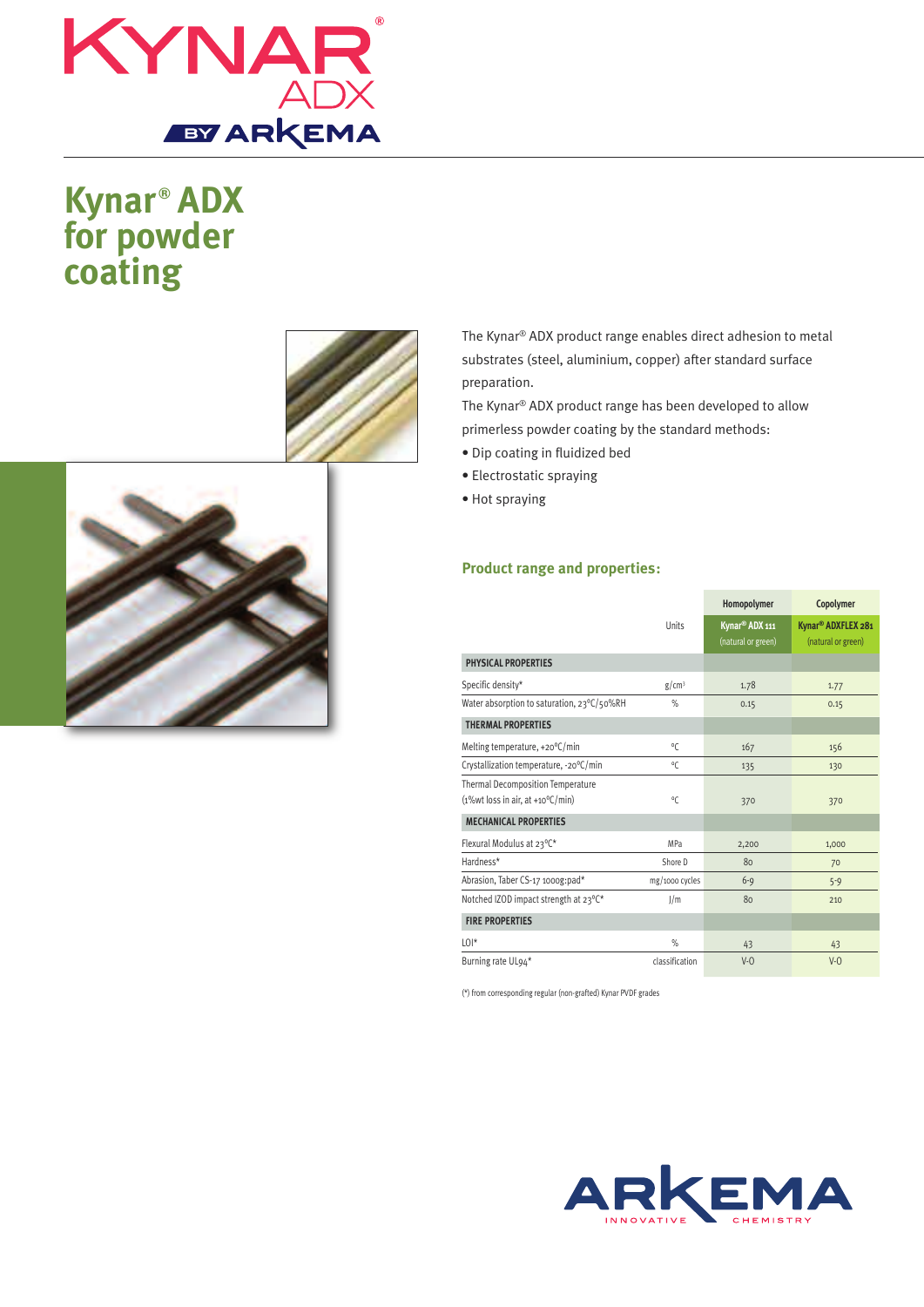# Kynar® ADX for powder coating

The Kynar® ADX product range enables direct adhesion to metal substrates (steel, aluminium, copper) after standard surface preparation.

The Kynar® ADX product range has been developed to allow primerless powder coating by the standard methods:

- Dip coating in fluidized bed
- Electrostatic spraying
- Hot spraying

## Product range and properties:

| | Units | Homopolymer<br>Kynar® ADX 111 (natural or green) | Copolymer<br>Kynar® ADXFLEX 281 (natural or green) |
|---|---|---|---|
| **PHYSICAL PROPERTIES** | | | |
| Specific density* | g/cm³ | 1.78 | 1.77 |
| Water absorption to saturation, 23°C/50%RH | % | 0.15 | 0.15 |
| **THERMAL PROPERTIES** | | | |
| Melting temperature, +20°C/min | °C | 167 | 156 |
| Crystallization temperature, -20°C/min | °C | 135 | 130 |
| Thermal Decomposition Temperature (1%wt loss in air, at +10°C/min) | °C | 370 | 370 |
| **MECHANICAL PROPERTIES** | | | |
| Flexural Modulus at 23°C* | MPa | 2,200 | 1,000 |
| Hardness* | Shore D | 80 | 70 |
| Abrasion, Taber CS-17 1000g:pad* | mg/1000 cycles | 6-9 | 5-9 |
| Notched IZOD impact strength at 23°C* | J/m | 80 | 210 |
| **FIRE PROPERTIES** | | | |
| LOI* | % | 43 | 43 |
| Burning rate UL94* | classification | V-0 | V-0 |

(*) from corresponding regular (non-grafted) Kynar PVDF grades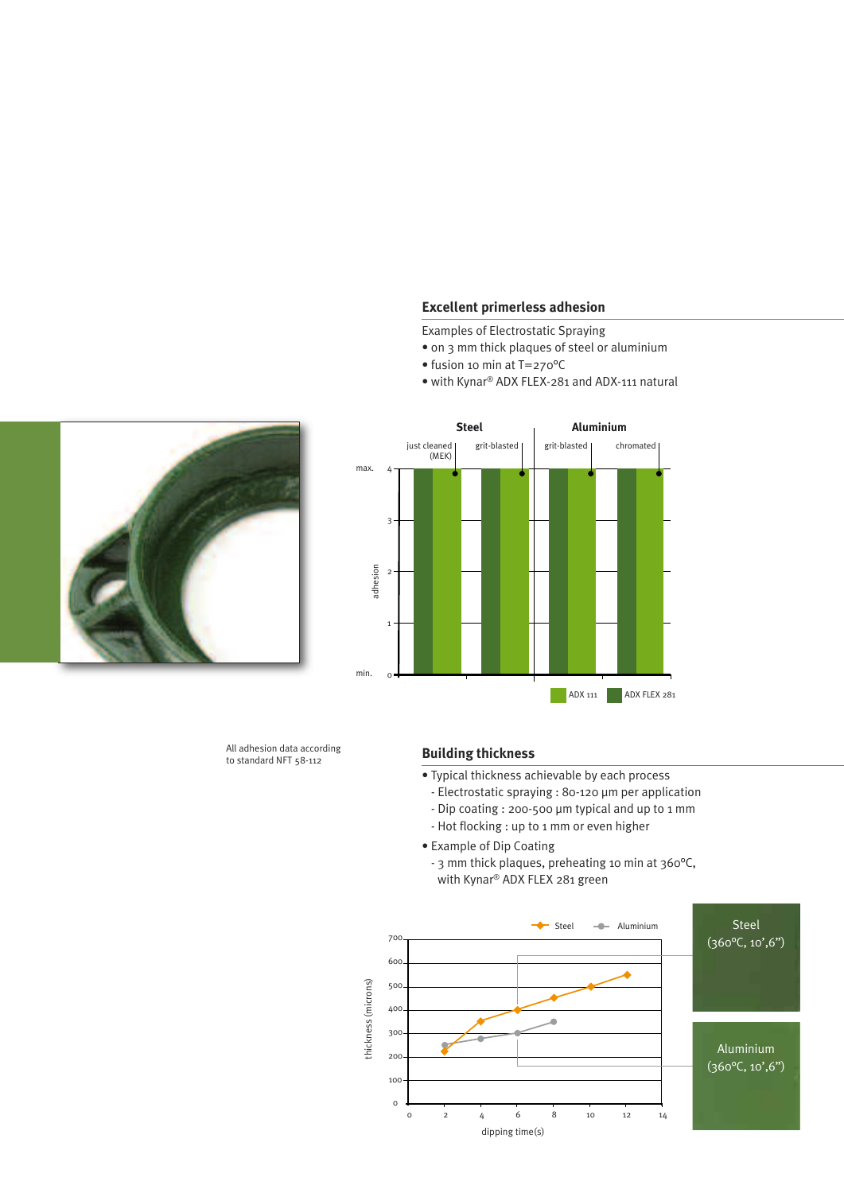## Excellent primerless adhesion

Examples of Electrostatic Spraying

- on 3 mm thick plaques of steel or aluminium
- fusion 10 min at T=270°C
- with Kynar® ADX FLEX-281 and ADX-111 natural

| | Steel | | Aluminium | |
|---|---|---|---|---|
| | just cleaned (MEK) | grit-blasted | grit-blasted | chromated |
| ADX 111 | 4 (max.) | 4 (max.) | 4 (max.) | 4 (max.) |
| ADX FLEX 281 | 4 (max.) | 4 (max.) | 4 (max.) | 4 (max.) |

All adhesion data according to standard NFT 58-112

## Building thickness

- Typical thickness achievable by each process
  - Electrostatic spraying : 80-120 µm per application
  - Dip coating : 200-500 µm typical and up to 1 mm
  - Hot flocking : up to 1 mm or even higher
- Example of Dip Coating
  - 3 mm thick plaques, preheating 10 min at 360°C, with Kynar® ADX FLEX 281 green

| dipping time(s) | Steel thickness (microns) | Aluminium thickness (microns) |
|---|---|---|
| 2 | 220 | 250 |
| 4 | 350 | 275 |
| 6 | 400 | 300 |
| 8 | 450 | 350 |
| 10 | 500 | |
| 12 | 550 | |

Steel (360°C, 10',6")

Aluminium (360°C, 10',6")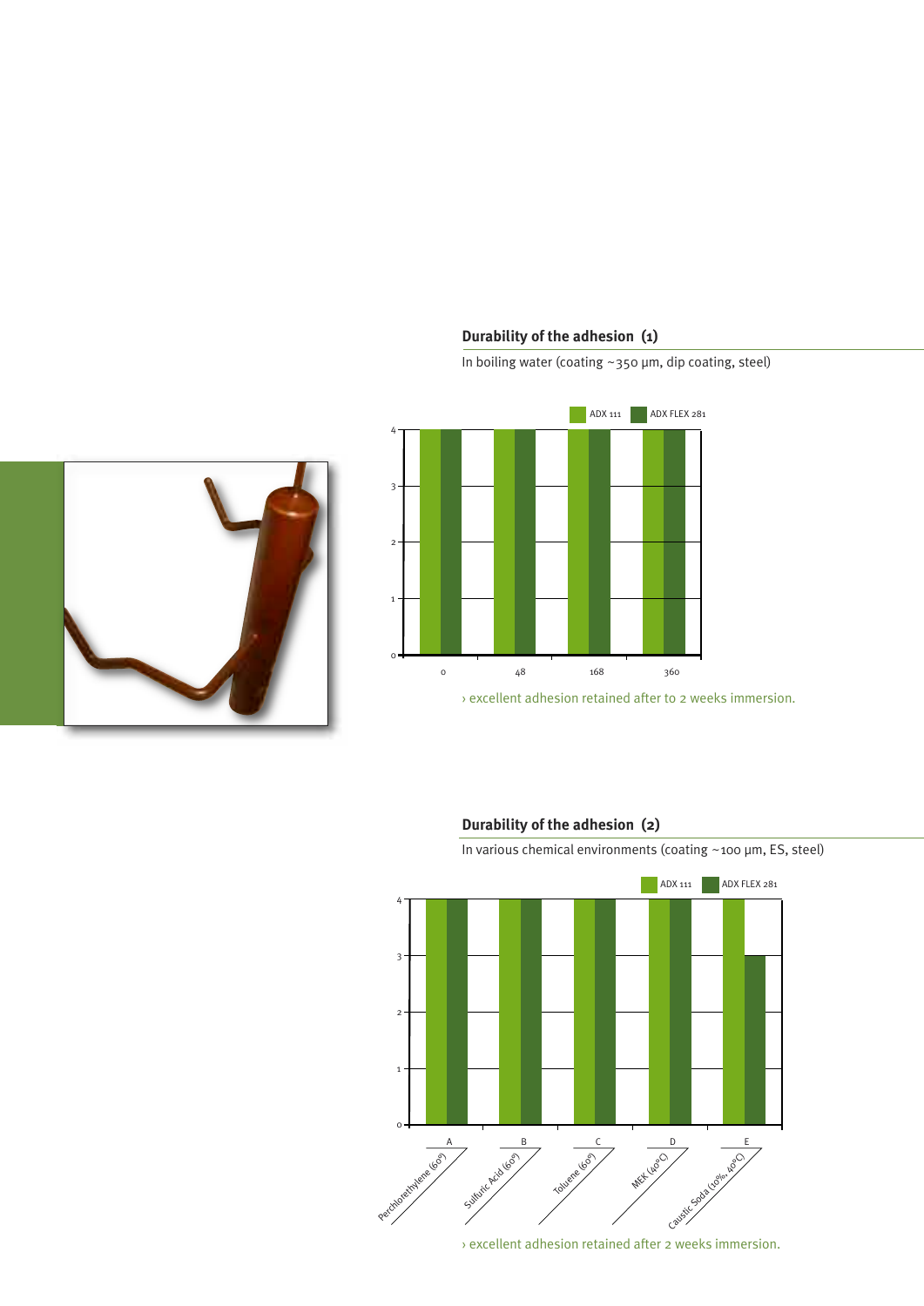## Durability of the adhesion (1)

In boiling water (coating ~350 µm, dip coating, steel)

| Immersion | ADX 111 | ADX FLEX 281 |
|---|---|---|
| 0 | 4 | 4 |
| 48 | 4 | 4 |
| 168 | 4 | 4 |
| 360 | 4 | 4 |

› excellent adhesion retained after to 2 weeks immersion.

## Durability of the adhesion (2)

In various chemical environments (coating ~100 µm, ES, steel)

| | Environment | ADX 111 | ADX FLEX 281 |
|---|---|---|---|
| A | Perchlorethylene (60°) | 4 | 4 |
| B | Sulfuric Acid (60°) | 4 | 4 |
| C | Toluene (60°) | 4 | 4 |
| D | MEK (40°C) | 4 | 4 |
| E | Caustic Soda (10%, 40°C) | 4 | 3 |

› excellent adhesion retained after 2 weeks immersion.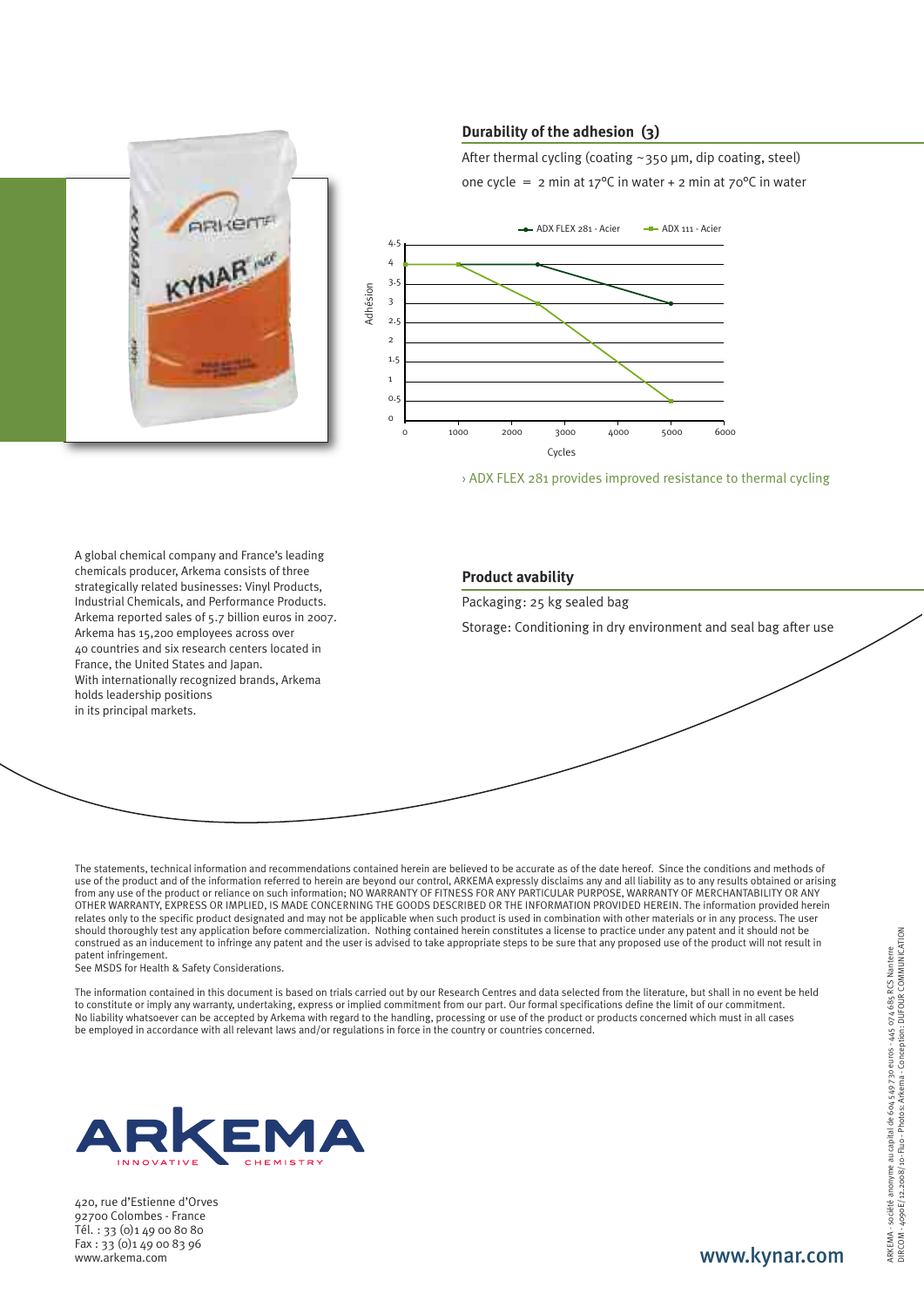## Durability of the adhesion (3)

After thermal cycling (coating ~350 µm, dip coating, steel)

one cycle = 2 min at 17°C in water + 2 min at 70°C in water

ADX FLEX 281 - Acier
ADX 111 - Acier

Adhésion
4.5
4
3.5
3
2.5
2
1.5
1
0.5
0
0 1000 2000 3000 4000 5000 6000
Cycles

› ADX FLEX 281 provides improved resistance to thermal cycling

A global chemical company and France's leading chemicals producer, Arkema consists of three strategically related businesses: Vinyl Products, Industrial Chemicals, and Performance Products. Arkema reported sales of 5.7 billion euros in 2007. Arkema has 15,200 employees across over 40 countries and six research centers located in France, the United States and Japan. With internationally recognized brands, Arkema holds leadership positions in its principal markets.

## Product avability

Packaging: 25 kg sealed bag

Storage: Conditioning in dry environment and seal bag after use

The statements, technical information and recommendations contained herein are believed to be accurate as of the date hereof. Since the conditions and methods of use of the product and of the information referred to herein are beyond our control, ARKEMA expressly disclaims any and all liability as to any results obtained or arising from any use of the product or reliance on such information; NO WARRANTY OF FITNESS FOR ANY PARTICULAR PURPOSE, WARRANTY OF MERCHANTABILITY OR ANY OTHER WARRANTY, EXPRESS OR IMPLIED, IS MADE CONCERNING THE GOODS DESCRIBED OR THE INFORMATION PROVIDED HEREIN. The information provided herein relates only to the specific product designated and may not be applicable when such product is used in combination with other materials or in any process. The user should thoroughly test any application before commercialization. Nothing contained herein constitutes a license to practice under any patent and it should not be construed as an inducement to infringe any patent and the user is advised to take appropriate steps to be sure that any proposed use of the product will not result in patent infringement.
See MSDS for Health & Safety Considerations.

The information contained in this document is based on trials carried out by our Research Centres and data selected from the literature, but shall in no event be held to constitute or imply any warranty, undertaking, express or implied commitment from our part. Our formal specifications define the limit of our commitment. No liability whatsoever can be accepted by Arkema with regard to the handling, processing or use of the product or products concerned which must in all cases be employed in accordance with all relevant laws and/or regulations in force in the country or countries concerned.

ARKEMA
INNOVATIVE CHEMISTRY

420, rue d'Estienne d'Orves
92700 Colombes - France
Tél. : 33 (0)1 49 00 80 80
Fax : 33 (0)1 49 00 83 96
www.arkema.com

www.kynar.com

ARKEMA - société anonyme au capital de 604 549 730 euros - 445 074 685 RCS Nanterre
DIRCOM - 4090E/ 12.2008/ 10-Fluo - Photos: Arkema - Conception: DUFOUR COMMUNICATION